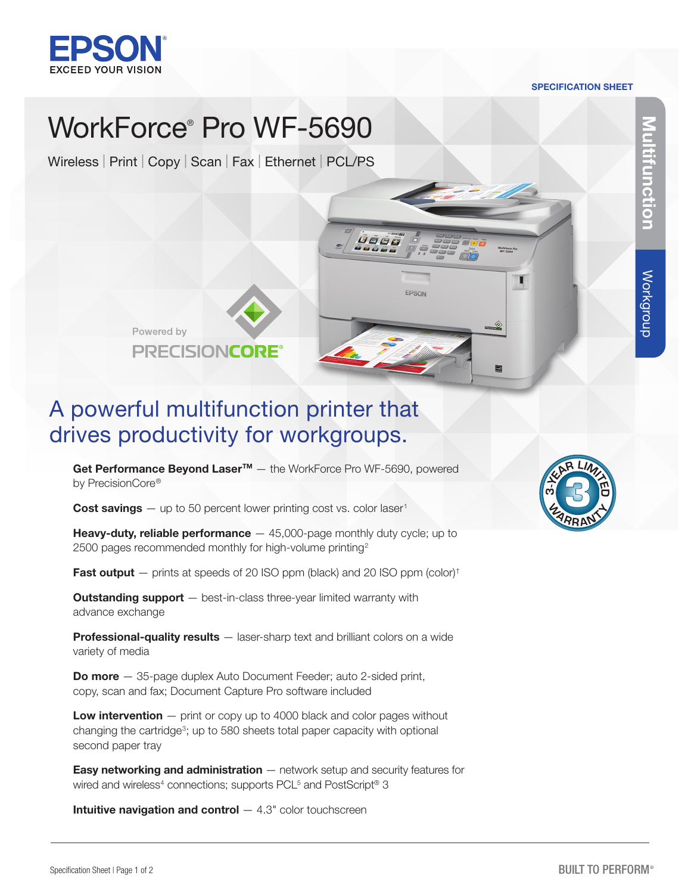EPSON
EXCEED YOUR VISION

SPECIFICATION SHEET

# WorkForce® Pro WF-5690

Wireless | Print | Copy | Scan | Fax | Ethernet | PCL/PS

Multifunction

Workgroup

Powered by PRECISIONCORE®

## A powerful multifunction printer that drives productivity for workgroups.

**Get Performance Beyond Laser™** — the WorkForce Pro WF-5690, powered by PrecisionCore®

**Cost savings** — up to 50 percent lower printing cost vs. color laser[1]

**Heavy-duty, reliable performance** — 45,000-page monthly duty cycle; up to 2500 pages recommended monthly for high-volume printing[2]

**Fast output** — prints at speeds of 20 ISO ppm (black) and 20 ISO ppm (color)[†]

**Outstanding support** — best-in-class three-year limited warranty with advance exchange

**Professional-quality results** — laser-sharp text and brilliant colors on a wide variety of media

**Do more** — 35-page duplex Auto Document Feeder; auto 2-sided print, copy, scan and fax; Document Capture Pro software included

**Low intervention** — print or copy up to 4000 black and color pages without changing the cartridge[3]; up to 580 sheets total paper capacity with optional second paper tray

**Easy networking and administration** — network setup and security features for wired and wireless[4] connections; supports PCL[5] and PostScript® 3

**Intuitive navigation and control** — 4.3" color touchscreen

3-YEAR LIMITED WARRANTY

BUILT TO PERFORM®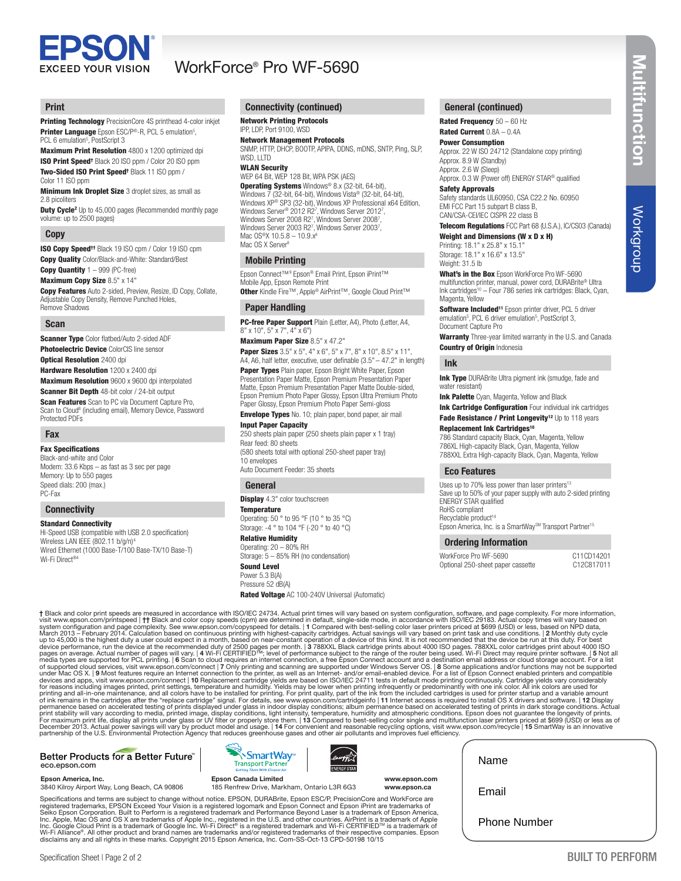# EPSON EXCEED YOUR VISION

# WorkForce® Pro WF-5690

Multifunction | Workgroup

## Print

**Printing Technology** PrecisionCore 4S printhead 4-color inkjet

**Printer Language** Epson ESC/P®-R, PCL 5 emulation[5], PCL 6 emulation[5], PostScript 3

**Maximum Print Resolution** 4800 x 1200 optimized dpi

**ISO Print Speed†** Black 20 ISO ppm / Color 20 ISO ppm

**Two-Sided ISO Print Speed†** Black 11 ISO ppm / Color 11 ISO ppm

**Minimum Ink Droplet Size** 3 droplet sizes, as small as 2.8 picoliters

**Duty Cycle[2]** Up to 45,000 pages (Recommended monthly page volume: up to 2500 pages)

## Copy

**ISO Copy Speed††** Black 19 ISO cpm / Color 19 ISO cpm

**Copy Quality** Color/Black-and-White: Standard/Best

**Copy Quantity** 1 – 999 (PC-free)

**Maximum Copy Size** 8.5" x 14"

**Copy Features** Auto 2-sided, Preview, Resize, ID Copy, Collate, Adjustable Copy Density, Remove Punched Holes, Remove Shadows

## Scan

**Scanner Type** Color flatbed/Auto 2-sided ADF

**Photoelectric Device** ColorCIS line sensor

**Optical Resolution** 2400 dpi

**Hardware Resolution** 1200 x 2400 dpi

**Maximum Resolution** 9600 x 9600 dpi interpolated

**Scanner Bit Depth** 48-bit color / 24-bit output

**Scan Features** Scan to PC via Document Capture Pro, Scan to Cloud[6] (including email), Memory Device, Password Protected PDFs

## Fax

**Fax Specifications**
Black-and-white and Color
Modem: 33.6 Kbps – as fast as 3 sec per page
Memory: Up to 550 pages
Speed dials: 200 (max.)
PC-Fax

## Connectivity

**Standard Connectivity**
Hi-Speed USB (compatible with USB 2.0 specification)
Wireless LAN IEEE (802.11 b/g/n)[4]
Wired Ethernet (1000 Base-T/100 Base-TX/10 Base-T)
Wi-Fi Direct®[4]

## Connectivity (continued)

**Network Printing Protocols**
IPP, LDP, Port 9100, WSD

**Network Management Protocols**
SNMP, HTTP, DHCP, BOOTP, APIPA, DDNS, mDNS, SNTP, Ping, SLP, WSD, LLTD

**WLAN Security**
WEP 64 Bit, WEP 128 Bit, WPA PSK (AES)

**Operating Systems** Windows® 8.x (32-bit, 64-bit), Windows 7 (32-bit, 64-bit), Windows Vista® (32-bit, 64-bit), Windows XP® SP3 (32-bit), Windows XP Professional x64 Edition, Windows Server® 2012 R2[7], Windows Server 2012[7], Windows Server 2008 R2[7], Windows Server 2008[7], Windows Server 2003 R2[7], Windows Server 2003[7], Mac OS®X 10.5.8 – 10.9.x[8]
Mac OS X Server[8]

## Mobile Printing

Epson Connect™[9] Epson® Email Print, Epson iPrint™ Mobile App, Epson Remote Print

**Other** Kindle Fire™, Apple® AirPrint™, Google Cloud Print™

## Paper Handling

**PC-free Paper Support** Plain (Letter, A4), Photo (Letter, A4, 8" x 10", 5" x 7", 4" x 6")

**Maximum Paper Size** 8.5" x 47.2"

**Paper Sizes** 3.5" x 5", 4" x 6", 5" x 7", 8" x 10", 8.5" x 11", A4, A6, half letter, executive, user definable (3.5" – 47.2" in length)

**Paper Types** Plain paper, Epson Bright White Paper, Epson Presentation Paper Matte, Epson Premium Presentation Paper Matte, Epson Premium Presentation Paper Matte Double-sided, Epson Premium Photo Paper Glossy, Epson Ultra Premium Photo Paper Glossy, Epson Premium Photo Paper Semi-gloss

**Envelope Types** No. 10; plain paper, bond paper, air mail

**Input Paper Capacity**
250 sheets plain paper (250 sheets plain paper x 1 tray)
Rear feed: 80 sheets
(580 sheets total with optional 250-sheet paper tray)
10 envelopes
Auto Document Feeder: 35 sheets

## General

**Display** 4.3" color touchscreen

**Temperature**
Operating: 50 ° to 95 °F (10 ° to 35 °C)
Storage: -4 ° to 104 °F (-20 ° to 40 °C)

**Relative Humidity**
Operating: 20 – 80% RH
Storage: 5 – 85% RH (no condensation)

**Sound Level**
Power 5.3 B(A)
Pressure 52 dB(A)

**Rated Voltage** AC 100-240V Universal (Automatic)

## General (continued)

**Rated Frequency** 50 – 60 Hz

**Rated Current** 0.8A – 0.4A

**Power Consumption**
Approx. 22 W ISO 24712 (Standalone copy printing)
Approx. 8.9 W (Standby)
Approx. 2.6 W (Sleep)
Approx. 0.3 W (Power off) ENERGY STAR® qualified

**Safety Approvals**
Safety standards UL60950, CSA C22.2 No. 60950
EMI FCC Part 15 subpart B class B, CAN/CSA-CEI/IEC CISPR 22 class B

**Telecom Regulations** FCC Part 68 (U.S.A.), IC/CS03 (Canada)

**Weight and Dimensions (W x D x H)**
Printing: 18.1" x 25.8" x 15.1"
Storage: 18.1" x 16.6" x 13.5"
Weight: 31.5 lb

**What's in the Box** Epson WorkForce Pro WF-5690 multifunction printer, manual, power cord, DURABrite® Ultra Ink cartridges[10] – Four 786 series ink cartridges: Black, Cyan, Magenta, Yellow

**Software Included[11]** Epson printer driver, PCL 5 driver emulation[5], PCL 6 driver emulation[5], PostScript 3, Document Capture Pro

**Warranty** Three-year limited warranty in the U.S. and Canada

**Country of Origin** Indonesia

## Ink

**Ink Type** DURABrite Ultra pigment ink (smudge, fade and water resistant)

**Ink Palette** Cyan, Magenta, Yellow and Black

**Ink Cartridge Configuration** Four individual ink cartridges

**Fade Resistance / Print Longevity[12]** Up to 118 years

**Replacement Ink Cartridges[10]**
786 Standard capacity Black, Cyan, Magenta, Yellow
786XL High-capacity Black, Cyan, Magenta, Yellow
788XXL Extra High-capacity Black, Cyan, Magenta, Yellow

## Eco Features

Uses up to 70% less power than laser printers[13]
Save up to 50% of your paper supply with auto 2-sided printing
ENERGY STAR qualified
RoHS compliant
Recyclable product[14]
Epson America, Inc. is a SmartWay℠ Transport Partner[15]

## Ordering Information

| | |
|---|---|
| WorkForce Pro WF-5690 | C11CD14201 |
| Optional 250-sheet paper cassette | C12C817011 |

† Black and color print speeds are measured in accordance with ISO/IEC 24734. Actual print times will vary based on system configuration, software, and page complexity. For more information, visit www.epson.com/printspeed | †† Black and color copy speeds (cpm) are determined in default, single-side mode, in accordance with ISO/IEC 29183. Actual copy times will vary based on system configuration and page complexity. See www.epson.com/copyspeed for details. | 1 Compared with best-selling color laser printers priced at $699 (USD) or less, based on NPD data, March 2013 – February 2014. Calculation based on continuous printing with highest-capacity cartridges. Actual savings will vary based on print task and use conditions. | 2 Monthly duty cycle up to 45,000 is the highest duty a user could expect in a month, based on near-constant operation of a device of this kind. It is not recommended that the device be run at this duty. For best device performance, run the device at the recommended duty of 2500 pages per month. | 3 788XXL Black cartridge prints about 4000 ISO pages. 788XXL color cartridges print about 4000 ISO pages on average. Actual number of pages will vary. | 4 Wi-Fi CERTIFIED™; level of performance subject to the range of the router being used. Wi-Fi Direct may require printer software. | 5 Not all media types are supported for PCL printing. | 6 Scan to cloud requires an internet connection, a free Epson Connect account and a destination email address or cloud storage account. For a list of supported cloud services, visit www.epson.com/connect | 7 Only printing and scanning are supported under Windows Server OS. | 8 Some applications and/or functions may not be supported under Mac OS X. | 9 Most features require an Internet connection to the printer, as well as an Internet- and/or email-enabled device. For a list of Epson Connect enabled printers and compatible devices and apps, visit www.epson.com/connect | 10 Replacement cartridge yields are based on ISO/IEC 24711 tests in default mode printing continuously. Cartridge yields vary considerably for reasons including images printed, print settings, temperature and humidity. Yields may be lower when printing infrequently or predominantly with one ink color. All ink colors are used for printing and all-in-one maintenance, and all colors have to be installed for printing. For print quality, part of the ink from the included cartridges is used for printer startup and a variable amount of ink remains in the cartridges after the "replace cartridge" signal. For details, see www.epson.com/cartridgeinfo | 11 Internet access is required to install OS X drivers and software. | 12 Display permanence based on accelerated testing of prints displayed under glass in indoor display conditions; album permanence based on accelerated testing of prints in dark storage conditions. Actual print stability will vary according to media, printed image, display conditions, light intensity, temperature, humidity and atmospheric conditions. Epson does not guarantee the longevity of prints. For maximum print life, display all prints under glass or UV filter or properly store them. | 13 Compared to best-selling color single and multifunction laser printers priced at $699 (USD) or less as of December 2013. Actual power savings will vary by product model and usage. | 14 For convenient and reasonable recycling options, visit www.epson.com/recycle | 15 SmartWay is an innovative partnership of the U.S. Environmental Protection Agency that reduces greenhouse gases and other air pollutants and improves fuel efficiency.

Better Products for a Better Future™
eco.epson.com

SmartWay™ Transport Partner — Getting There With Cleaner Air

ENERGY STAR

**Epson America, Inc.**
3840 Kilroy Airport Way, Long Beach, CA 90806

**Epson Canada Limited**
185 Renfrew Drive, Markham, Ontario L3R 6G3

**www.epson.com**
**www.epson.ca**

Name

Email

Phone Number

Specifications and terms are subject to change without notice. EPSON, DURABrite, Epson ESC/P, PrecisionCore and WorkForce are registered trademarks, EPSON Exceed Your Vision is a registered logomark and Epson Connect and Epson iPrint are trademarks of Seiko Epson Corporation. Built to Perform is a registered trademark and Performance Beyond Laser is a trademark of Epson America, Inc. Apple, Mac OS and OS X are trademarks of Apple Inc., registered in the U.S. and other countries. AirPrint is a trademark of Apple Inc. Google Cloud Print is a trademark of Google Inc. Wi-Fi Direct® is a registered trademark and Wi-Fi CERTIFIED™ is a trademark of Wi-Fi Alliance®. All other product and brand names are trademarks and/or registered trademarks of their respective companies. Epson disclaims any and all rights in these marks. Copyright 2015 Epson America, Inc. Com-SS-Oct-13 CPD-50198 10/15

Specification Sheet

BUILT TO PERFORM